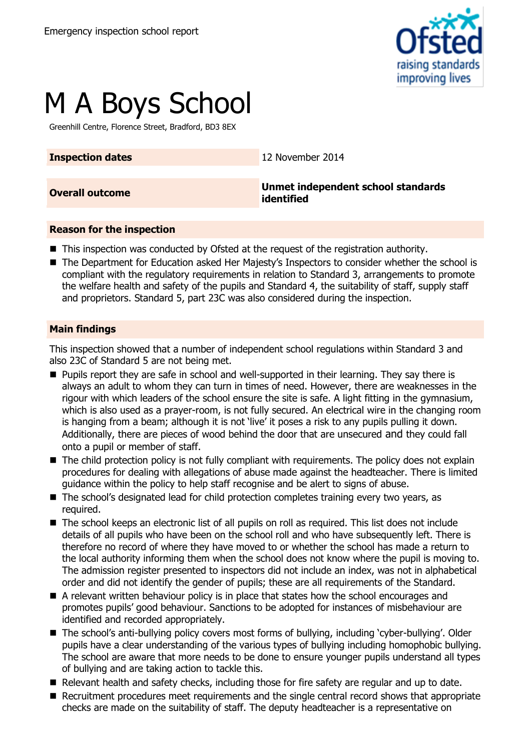Emergency inspection school report

# M A Boys School

Greenhill Centre, Florence Street, Bradford, BD3 8EX

| | |
|---|---|
| **Inspection dates** | 12 November 2014 |
| **Overall outcome** | **Unmet independent school standards identified** |

## Reason for the inspection

- This inspection was conducted by Ofsted at the request of the registration authority.
- The Department for Education asked Her Majesty's Inspectors to consider whether the school is compliant with the regulatory requirements in relation to Standard 3, arrangements to promote the welfare health and safety of the pupils and Standard 4, the suitability of staff, supply staff and proprietors. Standard 5, part 23C was also considered during the inspection.

## Main findings

This inspection showed that a number of independent school regulations within Standard 3 and also 23C of Standard 5 are not being met.

- Pupils report they are safe in school and well-supported in their learning. They say there is always an adult to whom they can turn in times of need. However, there are weaknesses in the rigour with which leaders of the school ensure the site is safe. A light fitting in the gymnasium, which is also used as a prayer-room, is not fully secured. An electrical wire in the changing room is hanging from a beam; although it is not 'live' it poses a risk to any pupils pulling it down. Additionally, there are pieces of wood behind the door that are unsecured and they could fall onto a pupil or member of staff.
- The child protection policy is not fully compliant with requirements. The policy does not explain procedures for dealing with allegations of abuse made against the headteacher. There is limited guidance within the policy to help staff recognise and be alert to signs of abuse.
- The school's designated lead for child protection completes training every two years, as required.
- The school keeps an electronic list of all pupils on roll as required. This list does not include details of all pupils who have been on the school roll and who have subsequently left. There is therefore no record of where they have moved to or whether the school has made a return to the local authority informing them when the school does not know where the pupil is moving to. The admission register presented to inspectors did not include an index, was not in alphabetical order and did not identify the gender of pupils; these are all requirements of the Standard.
- A relevant written behaviour policy is in place that states how the school encourages and promotes pupils' good behaviour. Sanctions to be adopted for instances of misbehaviour are identified and recorded appropriately.
- The school's anti-bullying policy covers most forms of bullying, including 'cyber-bullying'. Older pupils have a clear understanding of the various types of bullying including homophobic bullying. The school are aware that more needs to be done to ensure younger pupils understand all types of bullying and are taking action to tackle this.
- Relevant health and safety checks, including those for fire safety are regular and up to date.
- Recruitment procedures meet requirements and the single central record shows that appropriate checks are made on the suitability of staff. The deputy headteacher is a representative on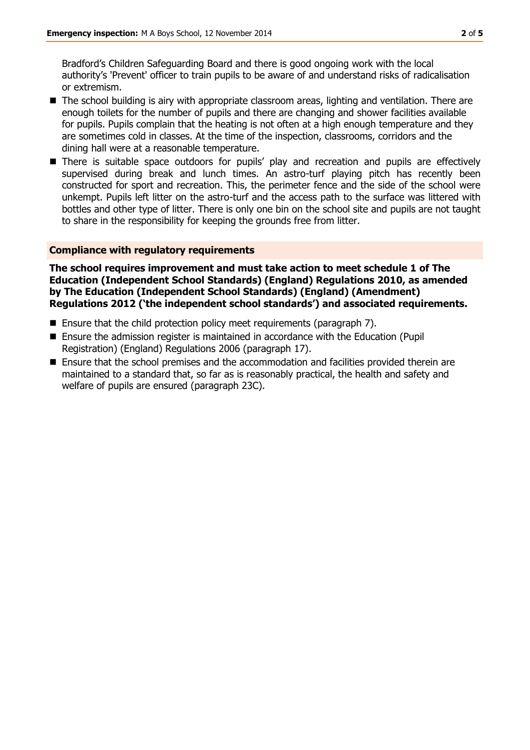Bradford's Children Safeguarding Board and there is good ongoing work with the local authority's 'Prevent' officer to train pupils to be aware of and understand risks of radicalisation or extremism.

- The school building is airy with appropriate classroom areas, lighting and ventilation. There are enough toilets for the number of pupils and there are changing and shower facilities available for pupils. Pupils complain that the heating is not often at a high enough temperature and they are sometimes cold in classes. At the time of the inspection, classrooms, corridors and the dining hall were at a reasonable temperature.
- There is suitable space outdoors for pupils' play and recreation and pupils are effectively supervised during break and lunch times. An astro-turf playing pitch has recently been constructed for sport and recreation. This, the perimeter fence and the side of the school were unkempt. Pupils left litter on the astro-turf and the access path to the surface was littered with bottles and other type of litter. There is only one bin on the school site and pupils are not taught to share in the responsibility for keeping the grounds free from litter.

## Compliance with regulatory requirements

**The school requires improvement and must take action to meet schedule 1 of The Education (Independent School Standards) (England) Regulations 2010, as amended by The Education (Independent School Standards) (England) (Amendment) Regulations 2012 ('the independent school standards') and associated requirements.**

- Ensure that the child protection policy meet requirements (paragraph 7).
- Ensure the admission register is maintained in accordance with the Education (Pupil Registration) (England) Regulations 2006 (paragraph 17).
- Ensure that the school premises and the accommodation and facilities provided therein are maintained to a standard that, so far as is reasonably practical, the health and safety and welfare of pupils are ensured (paragraph 23C).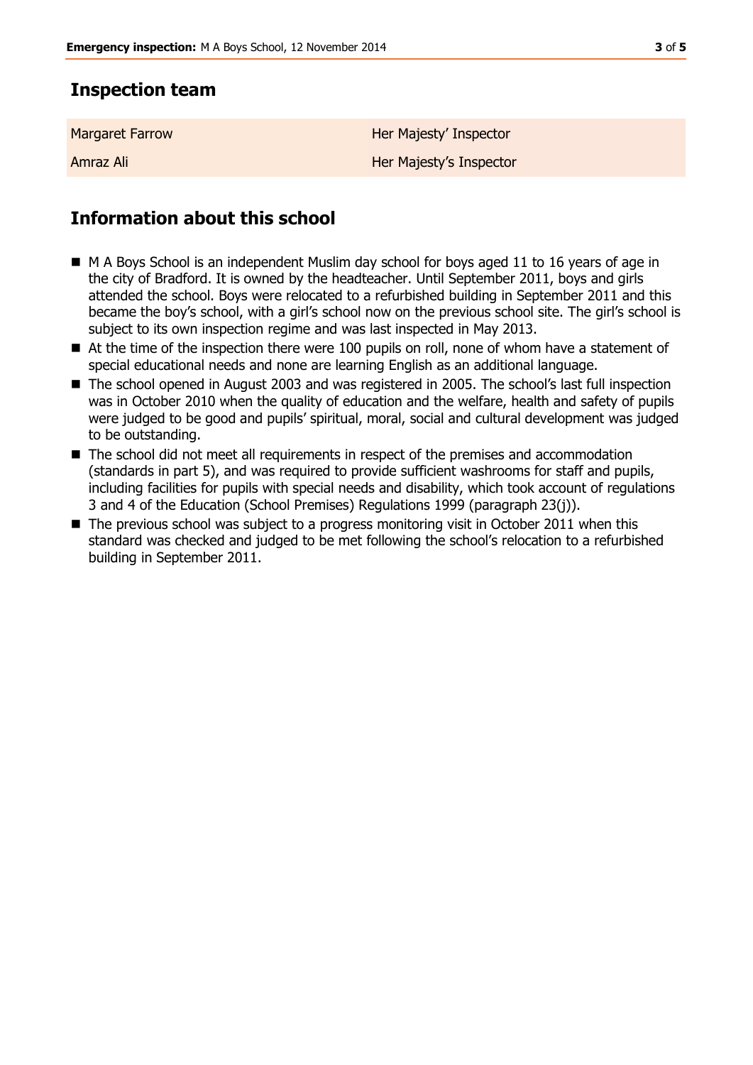## Inspection team

| | |
|---|---|
| Margaret Farrow | Her Majesty' Inspector |
| Amraz Ali | Her Majesty's Inspector |

## Information about this school

- M A Boys School is an independent Muslim day school for boys aged 11 to 16 years of age in the city of Bradford. It is owned by the headteacher. Until September 2011, boys and girls attended the school. Boys were relocated to a refurbished building in September 2011 and this became the boy's school, with a girl's school now on the previous school site. The girl's school is subject to its own inspection regime and was last inspected in May 2013.
- At the time of the inspection there were 100 pupils on roll, none of whom have a statement of special educational needs and none are learning English as an additional language.
- The school opened in August 2003 and was registered in 2005. The school's last full inspection was in October 2010 when the quality of education and the welfare, health and safety of pupils were judged to be good and pupils' spiritual, moral, social and cultural development was judged to be outstanding.
- The school did not meet all requirements in respect of the premises and accommodation (standards in part 5), and was required to provide sufficient washrooms for staff and pupils, including facilities for pupils with special needs and disability, which took account of regulations 3 and 4 of the Education (School Premises) Regulations 1999 (paragraph 23(j)).
- The previous school was subject to a progress monitoring visit in October 2011 when this standard was checked and judged to be met following the school's relocation to a refurbished building in September 2011.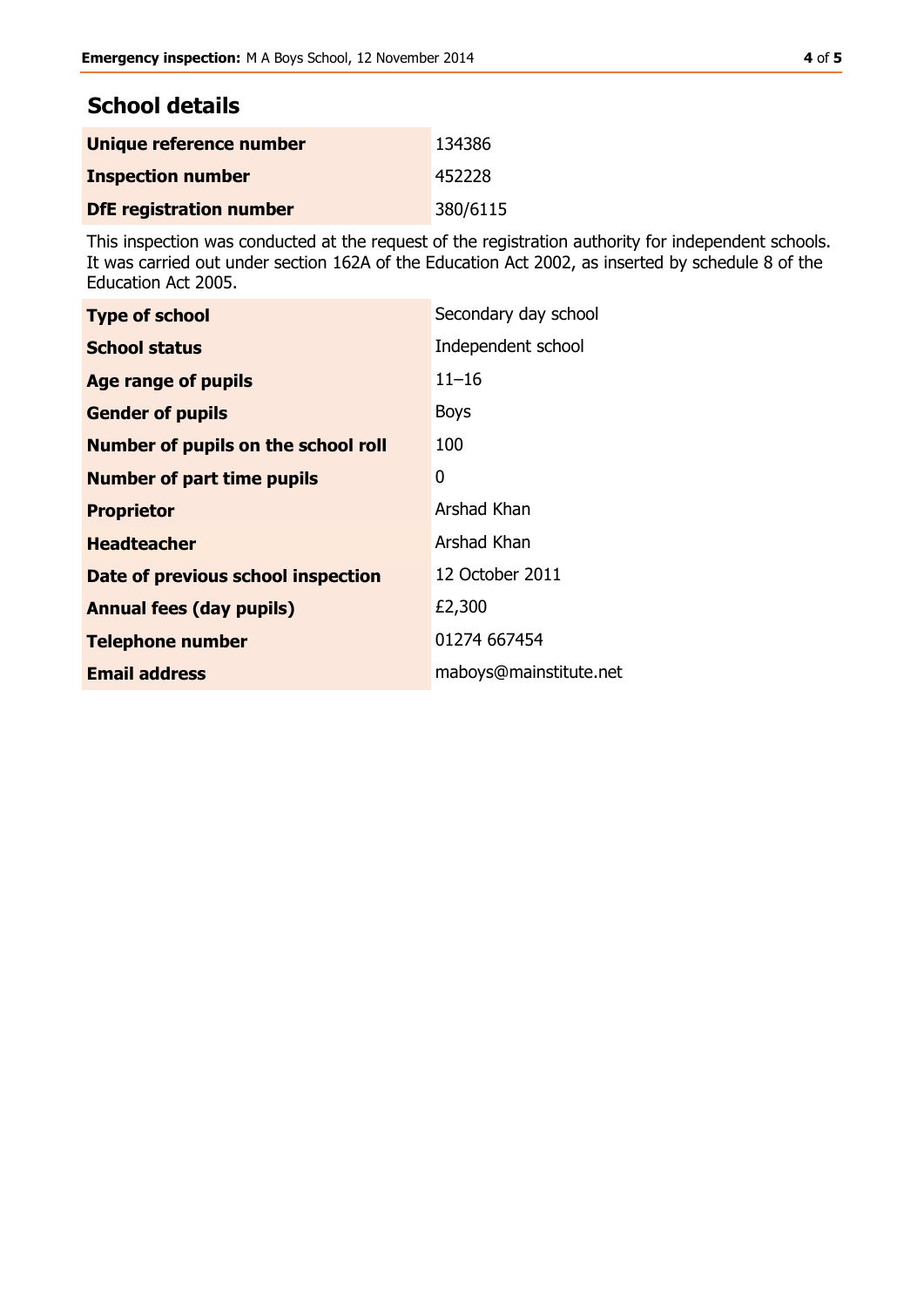## School details

| | |
|---|---|
| **Unique reference number** | 134386 |
| **Inspection number** | 452228 |
| **DfE registration number** | 380/6115 |

This inspection was conducted at the request of the registration authority for independent schools. It was carried out under section 162A of the Education Act 2002, as inserted by schedule 8 of the Education Act 2005.

| | |
|---|---|
| **Type of school** | Secondary day school |
| **School status** | Independent school |
| **Age range of pupils** | 11–16 |
| **Gender of pupils** | Boys |
| **Number of pupils on the school roll** | 100 |
| **Number of part time pupils** | 0 |
| **Proprietor** | Arshad Khan |
| **Headteacher** | Arshad Khan |
| **Date of previous school inspection** | 12 October 2011 |
| **Annual fees (day pupils)** | £2,300 |
| **Telephone number** | 01274 667454 |
| **Email address** | maboys@mainstitute.net |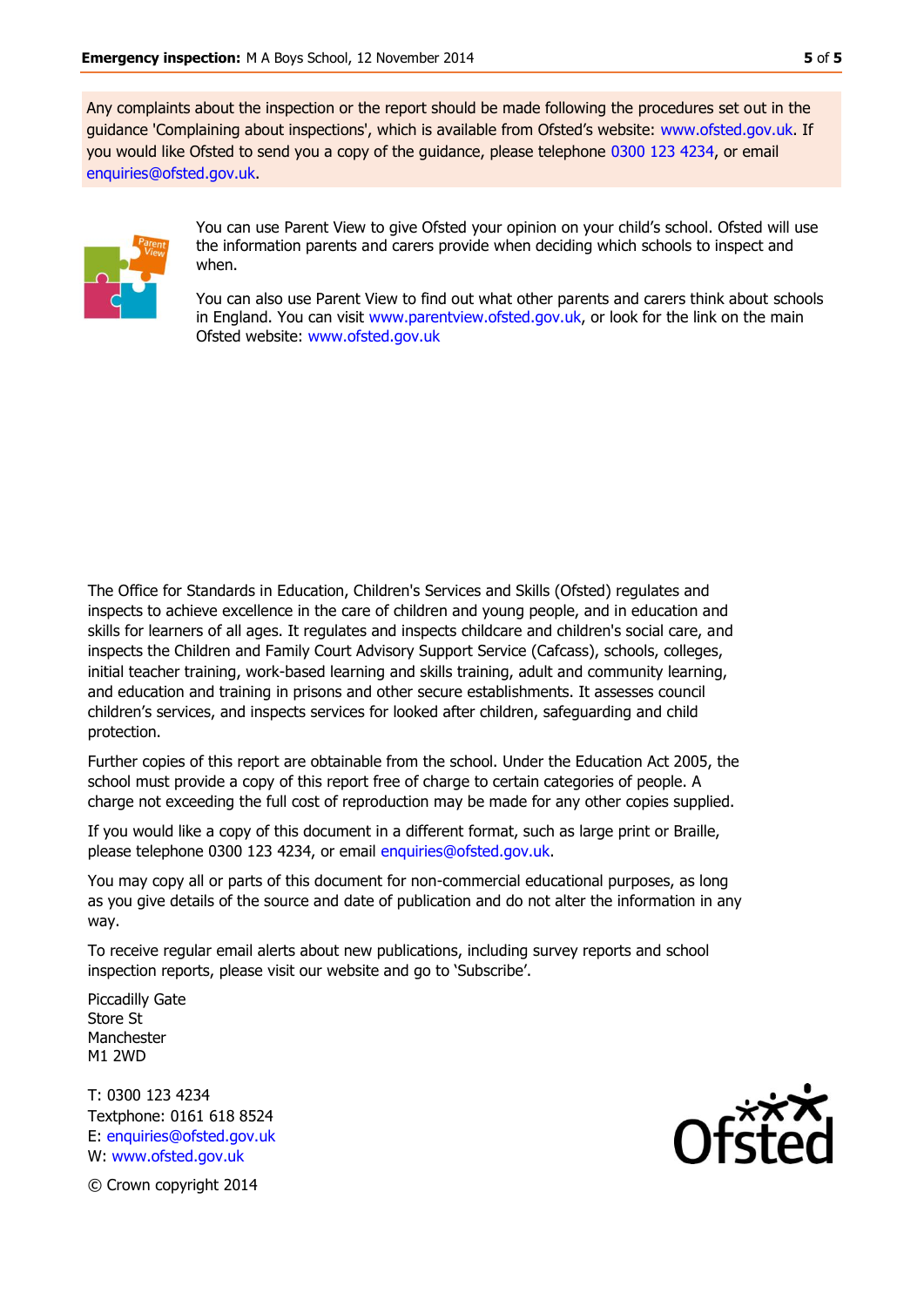Any complaints about the inspection or the report should be made following the procedures set out in the guidance 'Complaining about inspections', which is available from Ofsted's website: www.ofsted.gov.uk. If you would like Ofsted to send you a copy of the guidance, please telephone 0300 123 4234, or email enquiries@ofsted.gov.uk.

You can use Parent View to give Ofsted your opinion on your child's school. Ofsted will use the information parents and carers provide when deciding which schools to inspect and when.

You can also use Parent View to find out what other parents and carers think about schools in England. You can visit www.parentview.ofsted.gov.uk, or look for the link on the main Ofsted website: www.ofsted.gov.uk

The Office for Standards in Education, Children's Services and Skills (Ofsted) regulates and inspects to achieve excellence in the care of children and young people, and in education and skills for learners of all ages. It regulates and inspects childcare and children's social care, and inspects the Children and Family Court Advisory Support Service (Cafcass), schools, colleges, initial teacher training, work-based learning and skills training, adult and community learning, and education and training in prisons and other secure establishments. It assesses council children's services, and inspects services for looked after children, safeguarding and child protection.

Further copies of this report are obtainable from the school. Under the Education Act 2005, the school must provide a copy of this report free of charge to certain categories of people. A charge not exceeding the full cost of reproduction may be made for any other copies supplied.

If you would like a copy of this document in a different format, such as large print or Braille, please telephone 0300 123 4234, or email enquiries@ofsted.gov.uk.

You may copy all or parts of this document for non-commercial educational purposes, as long as you give details of the source and date of publication and do not alter the information in any way.

To receive regular email alerts about new publications, including survey reports and school inspection reports, please visit our website and go to 'Subscribe'.

Piccadilly Gate
Store St
Manchester
M1 2WD

T: 0300 123 4234
Textphone: 0161 618 8524
E: enquiries@ofsted.gov.uk
W: www.ofsted.gov.uk

© Crown copyright 2014